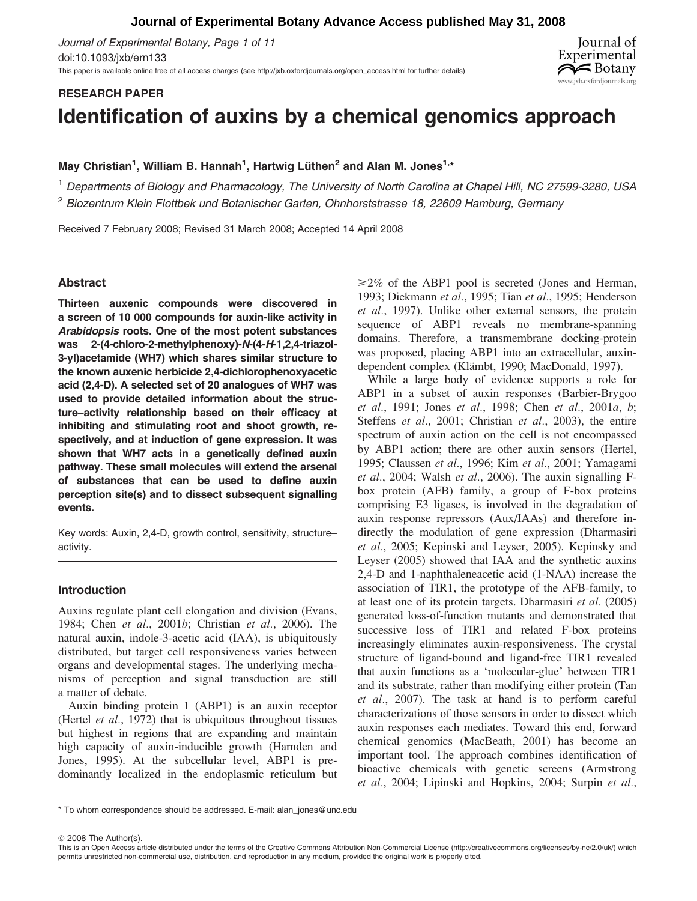RESEARCH PAPER

# Identification of auxins by a chemical genomics approach

**May Christian[1], William B. Hannah[1], Hartwig Lüthen[2] and Alan M. Jones[1,*]**

[1] Departments of Biology and Pharmacology, The University of North Carolina at Chapel Hill, NC 27599-3280, USA

[2] Biozentrum Klein Flottbek und Botanischer Garten, Ohnhorststrasse 18, 22609 Hamburg, Germany

Received 7 February 2008; Revised 31 March 2008; Accepted 14 April 2008

## Abstract

**Thirteen auxenic compounds were discovered in a screen of 10 000 compounds for auxin-like activity in *Arabidopsis* roots. One of the most potent substances was 2-(4-chloro-2-methylphenoxy)-*N*-(4-*H*-1,2,4-triazol-3-yl)acetamide (WH7) which shares similar structure to the known auxenic herbicide 2,4-dichlorophenoxyacetic acid (2,4-D). A selected set of 20 analogues of WH7 was used to provide detailed information about the structure–activity relationship based on their efficacy at inhibiting and stimulating root and shoot growth, respectively, and at induction of gene expression. It was shown that WH7 acts in a genetically defined auxin pathway. These small molecules will extend the arsenal of substances that can be used to define auxin perception site(s) and to dissect subsequent signalling events.**

Key words: Auxin, 2,4-D, growth control, sensitivity, structure–activity.

## Introduction

Auxins regulate plant cell elongation and division (Evans, 1984; Chen *et al*., 2001*b*; Christian *et al*., 2006). The natural auxin, indole-3-acetic acid (IAA), is ubiquitously distributed, but target cell responsiveness varies between organs and developmental stages. The underlying mechanisms of perception and signal transduction are still a matter of debate.

Auxin binding protein 1 (ABP1) is an auxin receptor (Hertel *et al*., 1972) that is ubiquitous throughout tissues but highest in regions that are expanding and maintain high capacity of auxin-inducible growth (Harnden and Jones, 1995). At the subcellular level, ABP1 is predominantly localized in the endoplasmic reticulum but $\geqslant$2% of the ABP1 pool is secreted (Jones and Herman, 1993; Diekmann *et al*., 1995; Tian *et al*., 1995; Henderson *et al*., 1997). Unlike other external sensors, the protein sequence of ABP1 reveals no membrane-spanning domains. Therefore, a transmembrane docking-protein was proposed, placing ABP1 into an extracellular, auxin-dependent complex (Klämbt, 1990; MacDonald, 1997).

While a large body of evidence supports a role for ABP1 in a subset of auxin responses (Barbier-Brygoo *et al*., 1991; Jones *et al*., 1998; Chen *et al*., 2001*a*, *b*; Steffens *et al*., 2001; Christian *et al*., 2003), the entire spectrum of auxin action on the cell is not encompassed by ABP1 action; there are other auxin sensors (Hertel, 1995; Claussen *et al*., 1996; Kim *et al*., 2001; Yamagami *et al*., 2004; Walsh *et al*., 2006). The auxin signalling F-box protein (AFB) family, a group of F-box proteins comprising E3 ligases, is involved in the degradation of auxin response repressors (Aux/IAAs) and therefore indirectly the modulation of gene expression (Dharmasiri *et al*., 2005; Kepinski and Leyser, 2005). Kepinsky and Leyser (2005) showed that IAA and the synthetic auxins 2,4-D and 1-naphthaleneacetic acid (1-NAA) increase the association of TIR1, the prototype of the AFB-family, to at least one of its protein targets. Dharmasiri *et al*. (2005) generated loss-of-function mutants and demonstrated that successive loss of TIR1 and related F-box proteins increasingly eliminates auxin-responsiveness. The crystal structure of ligand-bound and ligand-free TIR1 revealed that auxin functions as a 'molecular-glue' between TIR1 and its substrate, rather than modifying either protein (Tan *et al*., 2007). The task at hand is to perform careful characterizations of those sensors in order to dissect which auxin responses each mediates. Toward this end, forward chemical genomics (MacBeath, 2001) has become an important tool. The approach combines identification of bioactive chemicals with genetic screens (Armstrong *et al*., 2004; Lipinski and Hopkins, 2004; Surpin *et al*.,

\* To whom correspondence should be addressed. E-mail: alan_jones@unc.edu

© 2008 The Author(s).
This is an Open Access article distributed under the terms of the Creative Commons Attribution Non-Commercial License (http://creativecommons.org/licenses/by-nc/2.0/uk/) which permits unrestricted non-commercial use, distribution, and reproduction in any medium, provided the original work is properly cited.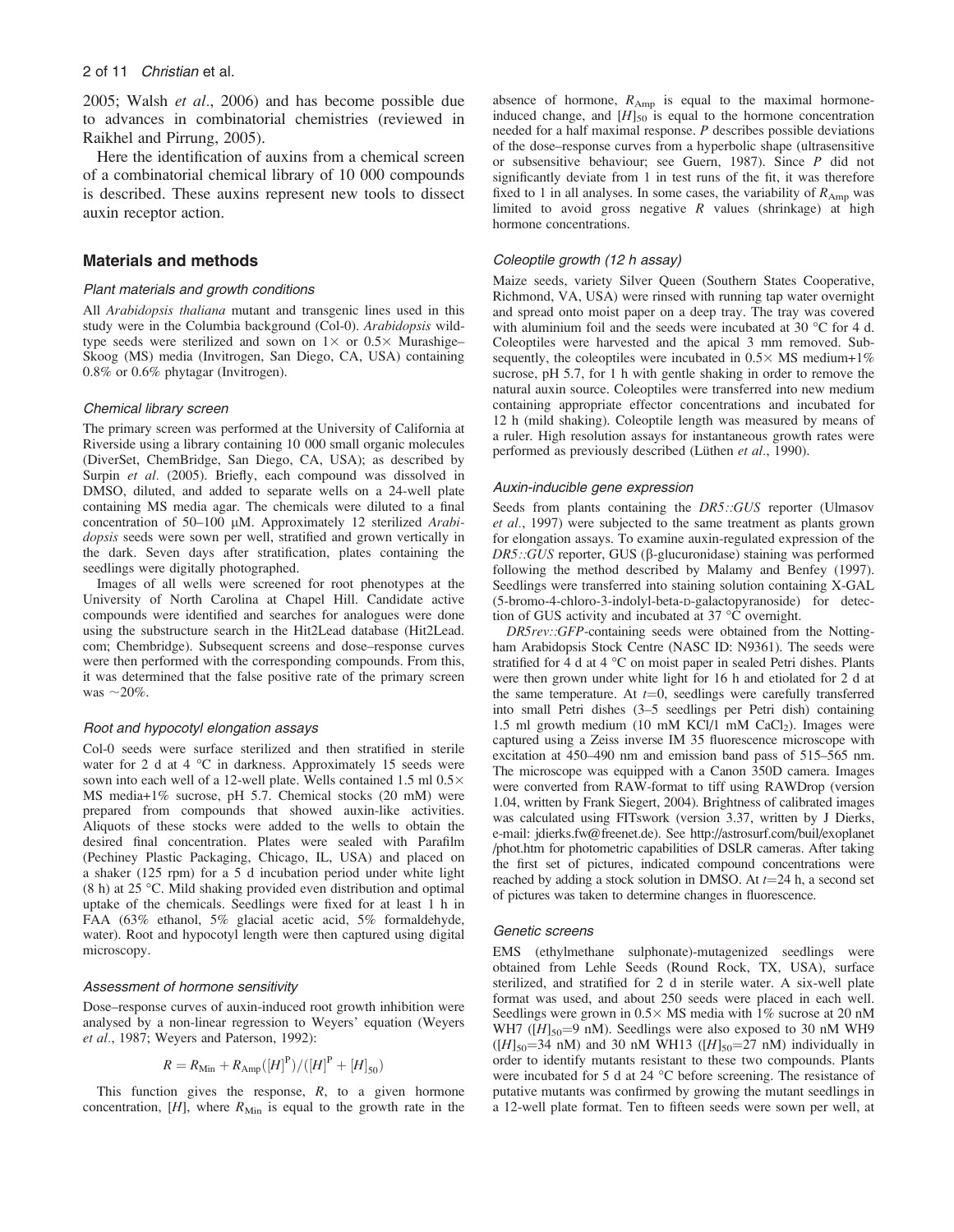2005; Walsh *et al*., 2006) and has become possible due to advances in combinatorial chemistries (reviewed in Raikhel and Pirrung, 2005).

Here the identification of auxins from a chemical screen of a combinatorial chemical library of 10 000 compounds is described. These auxins represent new tools to dissect auxin receptor action.

## Materials and methods

### Plant materials and growth conditions

All *Arabidopsis thaliana* mutant and transgenic lines used in this study were in the Columbia background (Col-0). *Arabidopsis* wild-type seeds were sterilized and sown on 1× or 0.5× Murashige–Skoog (MS) media (Invitrogen, San Diego, CA, USA) containing 0.8% or 0.6% phytagar (Invitrogen).

### Chemical library screen

The primary screen was performed at the University of California at Riverside using a library containing 10 000 small organic molecules (DiverSet, ChemBridge, San Diego, CA, USA); as described by Surpin *et al.* (2005). Briefly, each compound was dissolved in DMSO, diluted, and added to separate wells on a 24-well plate containing MS media agar. The chemicals were diluted to a final concentration of 50–100 μM. Approximately 12 sterilized *Arabidopsis* seeds were sown per well, stratified and grown vertically in the dark. Seven days after stratification, plates containing the seedlings were digitally photographed.

Images of all wells were screened for root phenotypes at the University of North Carolina at Chapel Hill. Candidate active compounds were identified and searches for analogues were done using the substructure search in the Hit2Lead database (Hit2Lead.com; Chembridge). Subsequent screens and dose–response curves were then performed with the corresponding compounds. From this, it was determined that the false positive rate of the primary screen was ~20%.

### Root and hypocotyl elongation assays

Col-0 seeds were surface sterilized and then stratified in sterile water for 2 d at 4 °C in darkness. Approximately 15 seeds were sown into each well of a 12-well plate. Wells contained 1.5 ml 0.5× MS media+1% sucrose, pH 5.7. Chemical stocks (20 mM) were prepared from compounds that showed auxin-like activities. Aliquots of these stocks were added to the wells to obtain the desired final concentration. Plates were sealed with Parafilm (Pechiney Plastic Packaging, Chicago, IL, USA) and placed on a shaker (125 rpm) for a 5 d incubation period under white light (8 h) at 25 °C. Mild shaking provided even distribution and optimal uptake of the chemicals. Seedlings were fixed for at least 1 h in FAA (63% ethanol, 5% glacial acetic acid, 5% formaldehyde, water). Root and hypocotyl length were then captured using digital microscopy.

### Assessment of hormone sensitivity

Dose–response curves of auxin-induced root growth inhibition were analysed by a non-linear regression to Weyers' equation (Weyers *et al*., 1987; Weyers and Paterson, 1992):

$$R = R_{\mathrm{Min}} + R_{\mathrm{Amp}}([H]^{\mathrm{P}})/([H]^{\mathrm{P}} + [H]_{50})$$

This function gives the response, $R$, to a given hormone concentration, $[H]$, where $R_{\mathrm{Min}}$ is equal to the growth rate in the absence of hormone, $R_{\mathrm{Amp}}$ is equal to the maximal hormone-induced change, and $[H]_{50}$ is equal to the hormone concentration needed for a half maximal response. $P$ describes possible deviations of the dose–response curves from a hyperbolic shape (ultrasensitive or subsensitive behaviour; see Guern, 1987). Since $P$ did not significantly deviate from 1 in test runs of the fit, it was therefore fixed to 1 in all analyses. In some cases, the variability of $R_{\mathrm{Amp}}$ was limited to avoid gross negative $R$ values (shrinkage) at high hormone concentrations.

### Coleoptile growth (12 h assay)

Maize seeds, variety Silver Queen (Southern States Cooperative, Richmond, VA, USA) were rinsed with running tap water overnight and spread onto moist paper on a deep tray. The tray was covered with aluminium foil and the seeds were incubated at 30 °C for 4 d. Coleoptiles were harvested and the apical 3 mm removed. Subsequently, the coleoptiles were incubated in 0.5× MS medium+1% sucrose, pH 5.7, for 1 h with gentle shaking in order to remove the natural auxin source. Coleoptiles were transferred into new medium containing appropriate effector concentrations and incubated for 12 h (mild shaking). Coleoptile length was measured by means of a ruler. High resolution assays for instantaneous growth rates were performed as previously described (Lüthen *et al*., 1990).

### Auxin-inducible gene expression

Seeds from plants containing the *DR5::GUS* reporter (Ulmasov *et al*., 1997) were subjected to the same treatment as plants grown for elongation assays. To examine auxin-regulated expression of the *DR5::GUS* reporter, GUS (β-glucuronidase) staining was performed following the method described by Malamy and Benfey (1997). Seedlings were transferred into staining solution containing X-GAL (5-bromo-4-chloro-3-indolyl-beta-D-galactopyranoside) for detection of GUS activity and incubated at 37 °C overnight.

*DR5rev::GFP*-containing seeds were obtained from the Nottingham Arabidopsis Stock Centre (NASC ID: N9361). The seeds were stratified for 4 d at 4 °C on moist paper in sealed Petri dishes. Plants were then grown under white light for 16 h and etiolated for 2 d at the same temperature. At $t$=0, seedlings were carefully transferred into small Petri dishes (3–5 seedlings per Petri dish) containing 1.5 ml growth medium (10 mM KCl/1 mM $CaCl_2$). Images were captured using a Zeiss inverse IM 35 fluorescence microscope with excitation at 450–490 nm and emission band pass of 515–565 nm. The microscope was equipped with a Canon 350D camera. Images were converted from RAW-format to tiff using RAWDrop (version 1.04, written by Frank Siegert, 2004). Brightness of calibrated images was calculated using FITswork (version 3.37, written by J Dierks, e-mail: jdierks.fw@freenet.de). See http://astrosurf.com/buil/exoplanet/phot.htm for photometric capabilities of DSLR cameras. After taking the first set of pictures, indicated compound concentrations were reached by adding a stock solution in DMSO. At $t$=24 h, a second set of pictures was taken to determine changes in fluorescence.

### Genetic screens

EMS (ethylmethane sulphonate)-mutagenized seedlings were obtained from Lehle Seeds (Round Rock, TX, USA), surface sterilized, and stratified for 2 d in sterile water. A six-well plate format was used, and about 250 seeds were placed in each well. Seedlings were grown in 0.5× MS media with 1% sucrose at 20 nM WH7 ($[H]_{50}$=9 nM). Seedlings were also exposed to 30 nM WH9 ($[H]_{50}$=34 nM) and 30 nM WH13 ($[H]_{50}$=27 nM) individually in order to identify mutants resistant to these two compounds. Plants were incubated for 5 d at 24 °C before screening. The resistance of putative mutants was confirmed by growing the mutant seedlings in a 12-well plate format. Ten to fifteen seeds were sown per well, at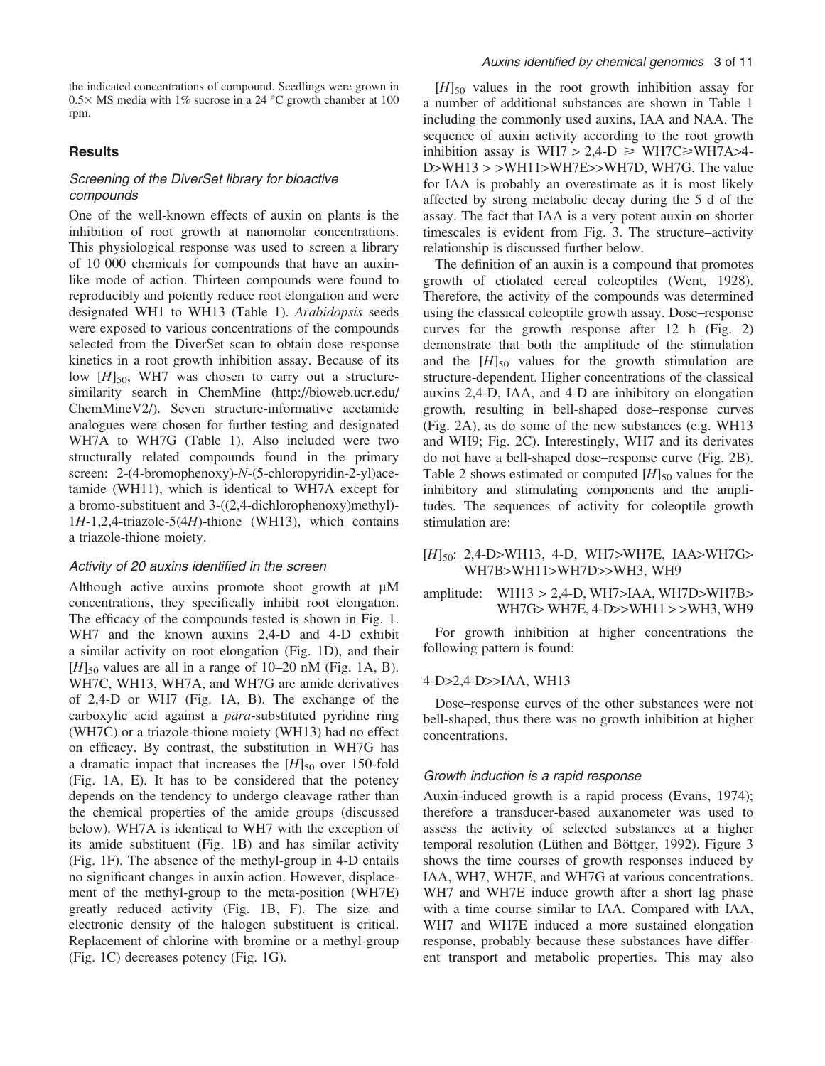the indicated concentrations of compound. Seedlings were grown in 0.5× MS media with 1% sucrose in a 24 °C growth chamber at 100 rpm.

## Results

### Screening of the DiverSet library for bioactive compounds

One of the well-known effects of auxin on plants is the inhibition of root growth at nanomolar concentrations. This physiological response was used to screen a library of 10 000 chemicals for compounds that have an auxin-like mode of action. Thirteen compounds were found to reproducibly and potently reduce root elongation and were designated WH1 to WH13 (Table 1). *Arabidopsis* seeds were exposed to various concentrations of the compounds selected from the DiverSet scan to obtain dose–response kinetics in a root growth inhibition assay. Because of its low $[H]_{50}$, WH7 was chosen to carry out a structure-similarity search in ChemMine (http://bioweb.ucr.edu/ChemMineV2/). Seven structure-informative acetamide analogues were chosen for further testing and designated WH7A to WH7G (Table 1). Also included were two structurally related compounds found in the primary screen: 2-(4-bromophenoxy)-*N*-(5-chloropyridin-2-yl)acetamide (WH11), which is identical to WH7A except for a bromo-substituent and 3-((2,4-dichlorophenoxy)methyl)-1*H*-1,2,4-triazole-5(4*H*)-thione (WH13), which contains a triazole-thione moiety.

### Activity of 20 auxins identified in the screen

Although active auxins promote shoot growth at μM concentrations, they specifically inhibit root elongation. The efficacy of the compounds tested is shown in Fig. 1. WH7 and the known auxins 2,4-D and 4-D exhibit a similar activity on root elongation (Fig. 1D), and their $[H]_{50}$ values are all in a range of 10–20 nM (Fig. 1A, B). WH7C, WH13, WH7A, and WH7G are amide derivatives of 2,4-D or WH7 (Fig. 1A, B). The exchange of the carboxylic acid against a *para*-substituted pyridine ring (WH7C) or a triazole-thione moiety (WH13) had no effect on efficacy. By contrast, the substitution in WH7G has a dramatic impact that increases the $[H]_{50}$ over 150-fold (Fig. 1A, E). It has to be considered that the potency depends on the tendency to undergo cleavage rather than the chemical properties of the amide groups (discussed below). WH7A is identical to WH7 with the exception of its amide substituent (Fig. 1B) and has similar activity (Fig. 1F). The absence of the methyl-group in 4-D entails no significant changes in auxin action. However, displacement of the methyl-group to the meta-position (WH7E) greatly reduced activity (Fig. 1B, F). The size and electronic density of the halogen substituent is critical. Replacement of chlorine with bromine or a methyl-group (Fig. 1C) decreases potency (Fig. 1G).

$[H]_{50}$ values in the root growth inhibition assay for a number of additional substances are shown in Table 1 including the commonly used auxins, IAA and NAA. The sequence of auxin activity according to the root growth inhibition assay is WH7 > 2,4-D ⩾ WH7C⩾WH7A>4-D>WH13 > >WH11>WH7E>>WH7D, WH7G. The value for IAA is probably an overestimate as it is most likely affected by strong metabolic decay during the 5 d of the assay. The fact that IAA is a very potent auxin on shorter timescales is evident from Fig. 3. The structure–activity relationship is discussed further below.

The definition of an auxin is a compound that promotes growth of etiolated cereal coleoptiles (Went, 1928). Therefore, the activity of the compounds was determined using the classical coleoptile growth assay. Dose–response curves for the growth response after 12 h (Fig. 2) demonstrate that both the amplitude of the stimulation and the $[H]_{50}$ values for the growth stimulation are structure-dependent. Higher concentrations of the classical auxins 2,4-D, IAA, and 4-D are inhibitory on elongation growth, resulting in bell-shaped dose–response curves (Fig. 2A), as do some of the new substances (e.g. WH13 and WH9; Fig. 2C). Interestingly, WH7 and its derivates do not have a bell-shaped dose–response curve (Fig. 2B). Table 2 shows estimated or computed $[H]_{50}$ values for the inhibitory and stimulating components and the amplitudes. The sequences of activity for coleoptile growth stimulation are:

$[H]_{50}$: 2,4-D>WH13, 4-D, WH7>WH7E, IAA>WH7G>WH7B>WH11>WH7D>>WH3, WH9

amplitude: WH13 > 2,4-D, WH7>IAA, WH7D>WH7B>WH7G> WH7E, 4-D>>WH11 > >WH3, WH9

For growth inhibition at higher concentrations the following pattern is found:

4-D>2,4-D>>IAA, WH13

Dose–response curves of the other substances were not bell-shaped, thus there was no growth inhibition at higher concentrations.

### Growth induction is a rapid response

Auxin-induced growth is a rapid process (Evans, 1974); therefore a transducer-based auxanometer was used to assess the activity of selected substances at a higher temporal resolution (Lüthen and Böttger, 1992). Figure 3 shows the time courses of growth responses induced by IAA, WH7, WH7E, and WH7G at various concentrations. WH7 and WH7E induce growth after a short lag phase with a time course similar to IAA. Compared with IAA, WH7 and WH7E induced a more sustained elongation response, probably because these substances have different transport and metabolic properties. This may also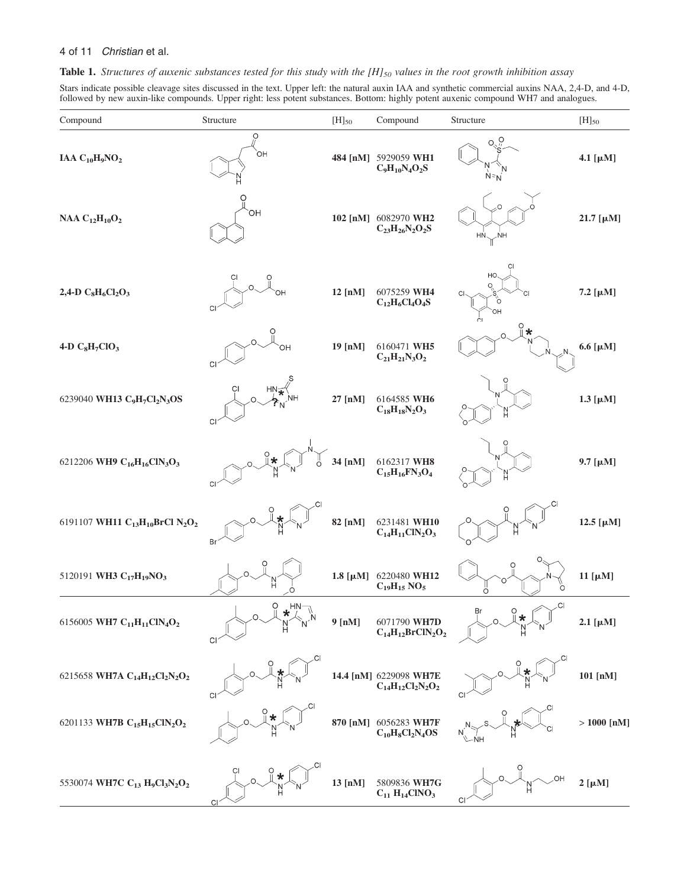**Table 1.** *Structures of auxenic substances tested for this study with the $[H]_{50}$ values in the root growth inhibition assay*

Stars indicate possible cleavage sites discussed in the text. Upper left: the natural auxin IAA and synthetic commercial auxins NAA, 2,4-D, and 4-D, followed by new auxin-like compounds. Upper right: less potent substances. Bottom: highly potent auxenic compound WH7 and analogues.

| Compound | Structure | $[H]_{50}$ | Compound | Structure | $[H]_{50}$ |
|---|---|---|---|---|---|
| **IAA $C_{10}H_9NO_2$** | | **484 [nM]** | 5929059 **WH1 $C_9H_{10}N_4O_2S$** | | **4.1 [μM]** |
| **NAA $C_{12}H_{10}O_2$** | | **102 [nM]** | 6082970 **WH2 $C_{23}H_{26}N_2O_2S$** | | **21.7 [μM]** |
| **2,4-D $C_8H_6Cl_2O_3$** | | **12 [nM]** | 6075259 **WH4 $C_{12}H_6Cl_4O_4S$** | | **7.2 [μM]** |
| **4-D $C_8H_7ClO_3$** | | **19 [nM]** | 6160471 **WH5 $C_{21}H_{21}N_3O_2$** | | **6.6 [μM]** |
| 6239040 **WH13 $C_9H_7Cl_2N_3OS$** | | **27 [nM]** | 6164585 **WH6 $C_{18}H_{18}N_2O_3$** | | **1.3 [μM]** |
| 6212206 **WH9 $C_{16}H_{16}ClN_3O_3$** | | **34 [nM]** | 6162317 **WH8 $C_{15}H_{16}FN_3O_4$** | | **9.7 [μM]** |
| 6191107 **WH11 $C_{13}H_{10}BrCl N_2O_2$** | | **82 [nM]** | 6231481 **WH10 $C_{14}H_{11}ClN_2O_3$** | | **12.5 [μM]** |
| 5120191 **WH3 $C_{17}H_{19}NO_3$** | | **1.8 [μM]** | 6220480 **WH12 $C_{19}H_{15}NO_5$** | | **11 [μM]** |
| 6156005 **WH7 $C_{11}H_{11}ClN_4O_2$** | | **9 [nM]** | 6071790 **WH7D $C_{14}H_{12}BrClN_2O_2$** | | **2.1 [μM]** |
| 6215658 **WH7A $C_{14}H_{12}Cl_2N_2O_2$** | | **14.4 [nM]** | 6229098 **WH7E $C_{14}H_{12}Cl_2N_2O_2$** | | **101 [nM]** |
| 6201133 **WH7B $C_{15}H_{15}ClN_2O_2$** | | **870 [nM]** | 6056283 **WH7F $C_{10}H_8Cl_2N_4OS$** | | **> 1000 [nM]** |
| 5530074 **WH7C $C_{13}H_9Cl_3N_2O_2$** | | **13 [nM]** | 5809836 **WH7G $C_{11}H_{14}ClNO_3$** | | **2 [μM]** |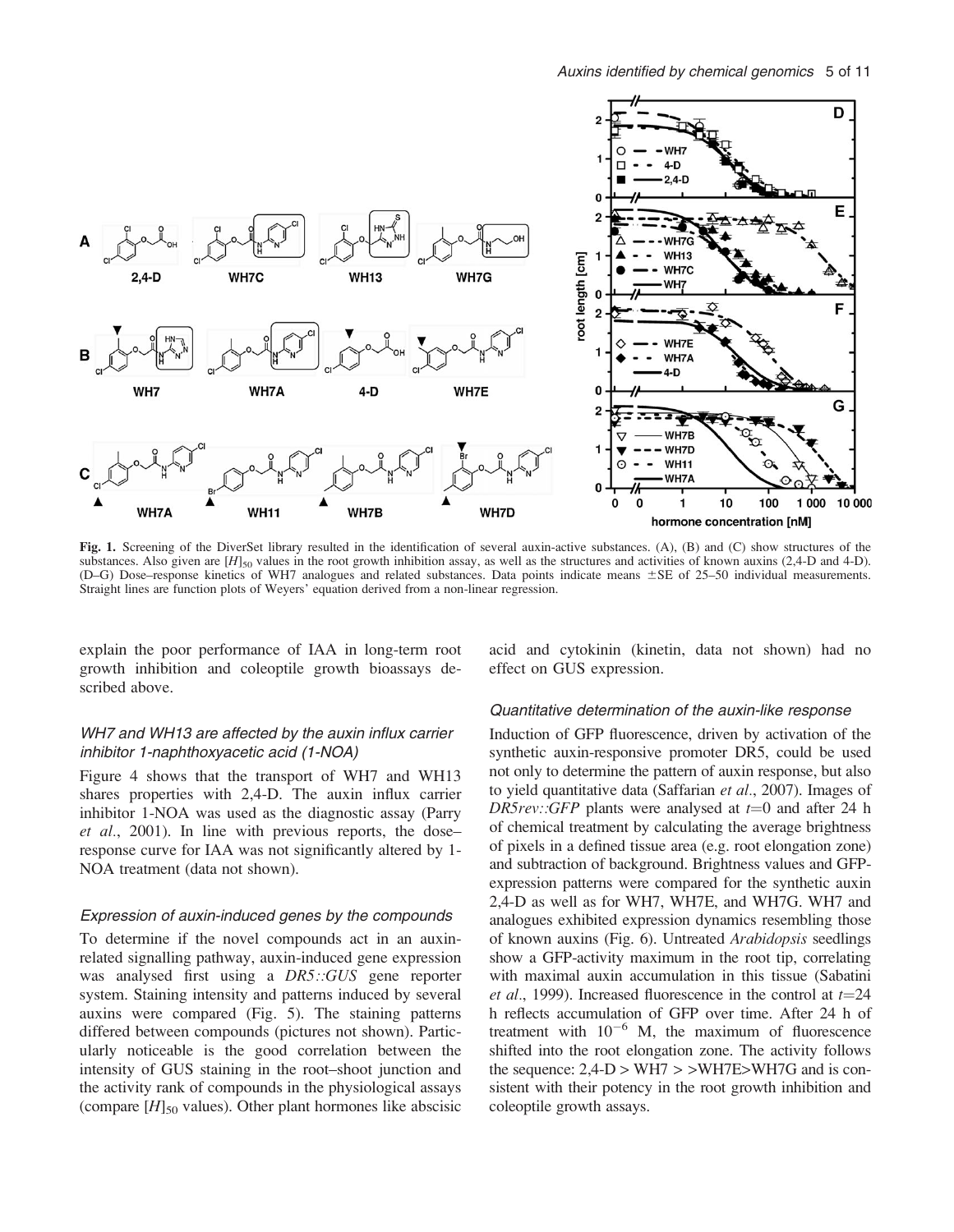**Fig. 1.** Screening of the DiverSet library resulted in the identification of several auxin-active substances. (A), (B) and (C) show structures of the substances. Also given are $[H]_{50}$ values in the root growth inhibition assay, as well as the structures and activities of known auxins (2,4-D and 4-D). (D–G) Dose–response kinetics of WH7 analogues and related substances. Data points indicate means ±SE of 25–50 individual measurements. Straight lines are function plots of Weyers' equation derived from a non-linear regression.

explain the poor performance of IAA in long-term root growth inhibition and coleoptile growth bioassays described above.

### *WH7 and WH13 are affected by the auxin influx carrier inhibitor 1-naphthoxyacetic acid (1-NOA)*

Figure 4 shows that the transport of WH7 and WH13 shares properties with 2,4-D. The auxin influx carrier inhibitor 1-NOA was used as the diagnostic assay (Parry *et al*., 2001). In line with previous reports, the dose–response curve for IAA was not significantly altered by 1-NOA treatment (data not shown).

### *Expression of auxin-induced genes by the compounds*

To determine if the novel compounds act in an auxin-related signalling pathway, auxin-induced gene expression was analysed first using a *DR5::GUS* gene reporter system. Staining intensity and patterns induced by several auxins were compared (Fig. 5). The staining patterns differed between compounds (pictures not shown). Particularly noticeable is the good correlation between the intensity of GUS staining in the root–shoot junction and the activity rank of compounds in the physiological assays (compare $[H]_{50}$ values). Other plant hormones like abscisic acid and cytokinin (kinetin, data not shown) had no effect on GUS expression.

### *Quantitative determination of the auxin-like response*

Induction of GFP fluorescence, driven by activation of the synthetic auxin-responsive promoter DR5, could be used not only to determine the pattern of auxin response, but also to yield quantitative data (Saffarian *et al*., 2007). Images of *DR5rev::GFP* plants were analysed at $t$=0 and after 24 h of chemical treatment by calculating the average brightness of pixels in a defined tissue area (e.g. root elongation zone) and subtraction of background. Brightness values and GFP-expression patterns were compared for the synthetic auxin 2,4-D as well as for WH7, WH7E, and WH7G. WH7 and analogues exhibited expression dynamics resembling those of known auxins (Fig. 6). Untreated *Arabidopsis* seedlings show a GFP-activity maximum in the root tip, correlating with maximal auxin accumulation in this tissue (Sabatini *et al*., 1999). Increased fluorescence in the control at $t$=24 h reflects accumulation of GFP over time. After 24 h of treatment with $10^{-6}$ M, the maximum of fluorescence shifted into the root elongation zone. The activity follows the sequence: 2,4-D > WH7 > >WH7E>WH7G and is consistent with their potency in the root growth inhibition and coleoptile growth assays.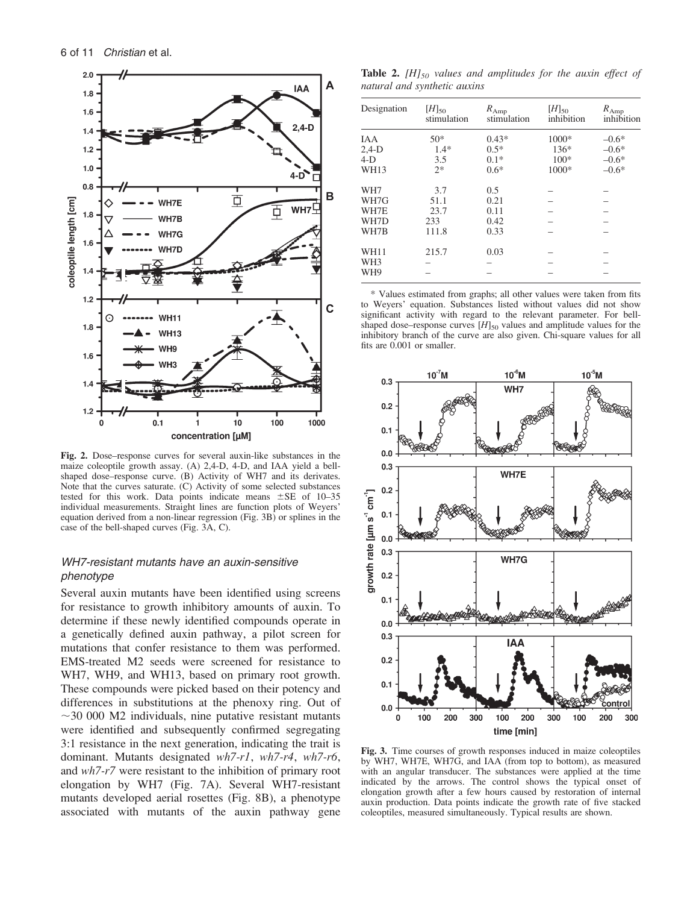Fig. 2. Dose–response curves for several auxin-like substances in the maize coleoptile growth assay. (A) 2,4-D, 4-D, and IAA yield a bell-shaped dose–response curve. (B) Activity of WH7 and its derivates. Note that the curves saturate. (C) Activity of some selected substances tested for this work. Data points indicate means ±SE of 10–35 individual measurements. Straight lines are function plots of Weyers' equation derived from a non-linear regression (Fig. 3B) or splines in the case of the bell-shaped curves (Fig. 3A, C).

### *WH7-resistant mutants have an auxin-sensitive phenotype*

Several auxin mutants have been identified using screens for resistance to growth inhibitory amounts of auxin. To determine if these newly identified compounds operate in a genetically defined auxin pathway, a pilot screen for mutations that confer resistance to them was performed. EMS-treated M2 seeds were screened for resistance to WH7, WH9, and WH13, based on primary root growth. These compounds were picked based on their potency and differences in substitutions at the phenoxy ring. Out of ~30 000 M2 individuals, nine putative resistant mutants were identified and subsequently confirmed segregating 3:1 resistance in the next generation, indicating the trait is dominant. Mutants designated *wh7-r1*, *wh7-r4*, *wh7-r6*, and *wh7-r7* were resistant to the inhibition of primary root elongation by WH7 (Fig. 7A). Several WH7-resistant mutants developed aerial rosettes (Fig. 8B), a phenotype associated with mutants of the auxin pathway gene

**Table 2.** *$[H]_{50}$ values and amplitudes for the auxin effect of natural and synthetic auxins*

| Designation | $[H]_{50}$ stimulation | $R_{Amp}$ stimulation | $[H]_{50}$ inhibition | $R_{Amp}$ inhibition |
|---|---|---|---|---|
| IAA | 50* | 0.43* | 1000* | –0.6* |
| 2,4-D | 1.4* | 0.5* | 136* | –0.6* |
| 4-D | 3.5 | 0.1* | 100* | –0.6* |
| WH13 | 2* | 0.6* | 1000* | –0.6* |
| WH7 | 3.7 | 0.5 | – | – |
| WH7G | 51.1 | 0.21 | – | – |
| WH7E | 23.7 | 0.11 | – | – |
| WH7D | 233 | 0.42 | – | – |
| WH7B | 111.8 | 0.33 | – | – |
| WH11 | 215.7 | 0.03 | – | – |
| WH3 | – | – | – | – |
| WH9 | – | – | – | – |

\* Values estimated from graphs; all other values were taken from fits to Weyers' equation. Substances listed without values did not show significant activity with regard to the relevant parameter. For bell-shaped dose–response curves $[H]_{50}$ values and amplitude values for the inhibitory branch of the curve are also given. Chi-square values for all fits are 0.001 or smaller.

Fig. 3. Time courses of growth responses induced in maize coleoptiles by WH7, WH7E, WH7G, and IAA (from top to bottom), as measured with an angular transducer. The substances were applied at the time indicated by the arrows. The control shows the typical onset of elongation growth after a few hours caused by restoration of internal auxin production. Data points indicate the growth rate of five stacked coleoptiles, measured simultaneously. Typical results are shown.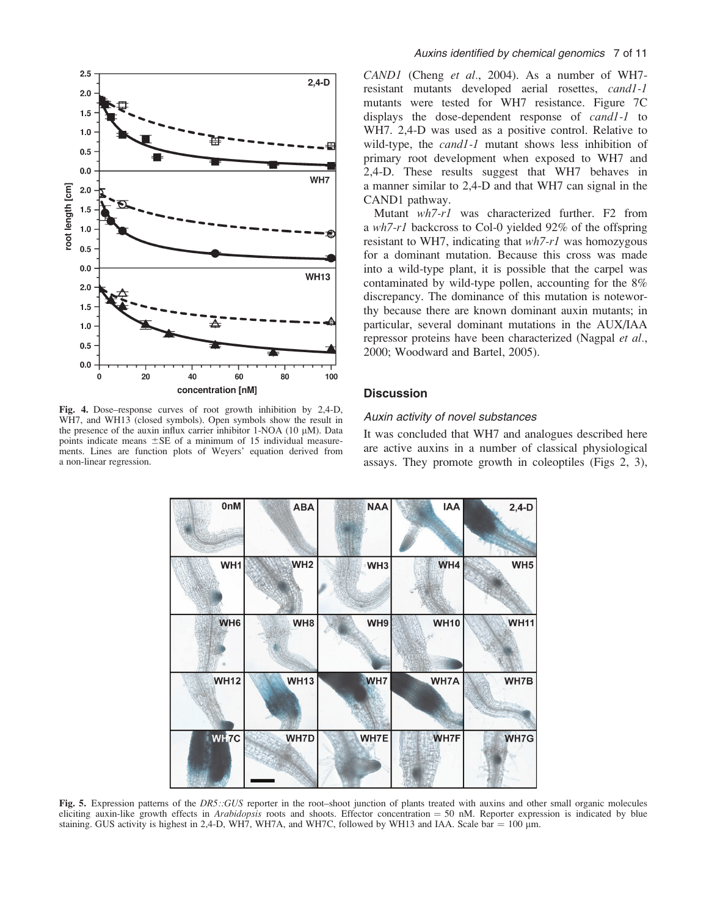Fig. 4. Dose–response curves of root growth inhibition by 2,4-D, WH7, and WH13 (closed symbols). Open symbols show the result in the presence of the auxin influx carrier inhibitor 1-NOA (10 μM). Data points indicate means ±SE of a minimum of 15 individual measurements. Lines are function plots of Weyers' equation derived from a non-linear regression.

*CAND1* (Cheng *et al*., 2004). As a number of WH7-resistant mutants developed aerial rosettes, *cand1-1* mutants were tested for WH7 resistance. Figure 7C displays the dose-dependent response of *cand1-1* to WH7. 2,4-D was used as a positive control. Relative to wild-type, the *cand1-1* mutant shows less inhibition of primary root development when exposed to WH7 and 2,4-D. These results suggest that WH7 behaves in a manner similar to 2,4-D and that WH7 can signal in the CAND1 pathway.

Mutant *wh7-r1* was characterized further. F2 from a *wh7-r1* backcross to Col-0 yielded 92% of the offspring resistant to WH7, indicating that *wh7-r1* was homozygous for a dominant mutation. Because this cross was made into a wild-type plant, it is possible that the carpel was contaminated by wild-type pollen, accounting for the 8% discrepancy. The dominance of this mutation is noteworthy because there are known dominant auxin mutants; in particular, several dominant mutations in the AUX/IAA repressor proteins have been characterized (Nagpal *et al*., 2000; Woodward and Bartel, 2005).

## Discussion

### *Auxin activity of novel substances*

It was concluded that WH7 and analogues described here are active auxins in a number of classical physiological assays. They promote growth in coleoptiles (Figs 2, 3),

Fig. 5. Expression patterns of the *DR5::GUS* reporter in the root–shoot junction of plants treated with auxins and other small organic molecules eliciting auxin-like growth effects in *Arabidopsis* roots and shoots. Effector concentration = 50 nM. Reporter expression is indicated by blue staining. GUS activity is highest in 2,4-D, WH7, WH7A, and WH7C, followed by WH13 and IAA. Scale bar = 100 μm.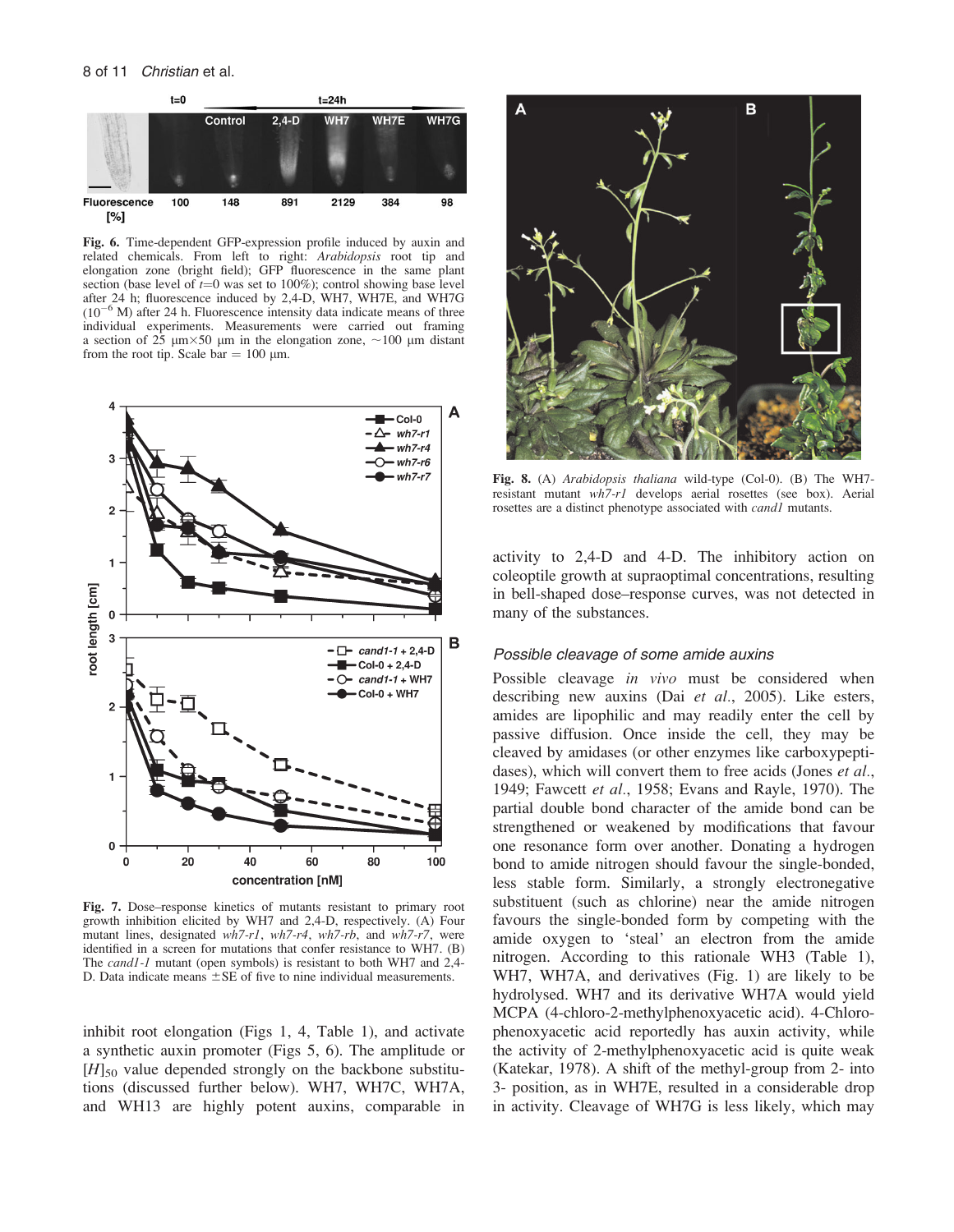**Fig. 6.** Time-dependent GFP-expression profile induced by auxin and related chemicals. From left to right: *Arabidopsis* root tip and elongation zone (bright field); GFP fluorescence in the same plant section (base level of $t$=0 was set to 100%); control showing base level after 24 h; fluorescence induced by 2,4-D, WH7, WH7E, and WH7G ($10^{-6}$ M) after 24 h. Fluorescence intensity data indicate means of three individual experiments. Measurements were carried out framing a section of 25 μm×50 μm in the elongation zone, ~100 μm distant from the root tip. Scale bar = 100 μm.

**Fig. 7.** Dose–response kinetics of mutants resistant to primary root growth inhibition elicited by WH7 and 2,4-D, respectively. (A) Four mutant lines, designated *wh7-r1*, *wh7-r4*, *wh7-rb*, and *wh7-r7*, were identified in a screen for mutations that confer resistance to WH7. (B) The *cand1-1* mutant (open symbols) is resistant to both WH7 and 2,4-D. Data indicate means ±SE of five to nine individual measurements.

**Fig. 8.** (A) *Arabidopsis thaliana* wild-type (Col-0). (B) The WH7-resistant mutant *wh7-r1* develops aerial rosettes (see box). Aerial rosettes are a distinct phenotype associated with *cand1* mutants.

inhibit root elongation (Figs 1, 4, Table 1), and activate a synthetic auxin promoter (Figs 5, 6). The amplitude or $[H]_{50}$ value depended strongly on the backbone substitutions (discussed further below). WH7, WH7C, WH7A, and WH13 are highly potent auxins, comparable in activity to 2,4-D and 4-D. The inhibitory action on coleoptile growth at supraoptimal concentrations, resulting in bell-shaped dose–response curves, was not detected in many of the substances.

### Possible cleavage of some amide auxins

Possible cleavage *in vivo* must be considered when describing new auxins (Dai *et al.*, 2005). Like esters, amides are lipophilic and may readily enter the cell by passive diffusion. Once inside the cell, they may be cleaved by amidases (or other enzymes like carboxypeptidases), which will convert them to free acids (Jones *et al.*, 1949; Fawcett *et al.*, 1958; Evans and Rayle, 1970). The partial double bond character of the amide bond can be strengthened or weakened by modifications that favour one resonance form over another. Donating a hydrogen bond to amide nitrogen should favour the single-bonded, less stable form. Similarly, a strongly electronegative substituent (such as chlorine) near the amide nitrogen favours the single-bonded form by competing with the amide oxygen to 'steal' an electron from the amide nitrogen. According to this rationale WH3 (Table 1), WH7, WH7A, and derivatives (Fig. 1) are likely to be hydrolysed. WH7 and its derivative WH7A would yield MCPA (4-chloro-2-methylphenoxyacetic acid). 4-Chlorophenoxyacetic acid reportedly has auxin activity, while the activity of 2-methylphenoxyacetic acid is quite weak (Katekar, 1978). A shift of the methyl-group from 2- into 3- position, as in WH7E, resulted in a considerable drop in activity. Cleavage of WH7G is less likely, which may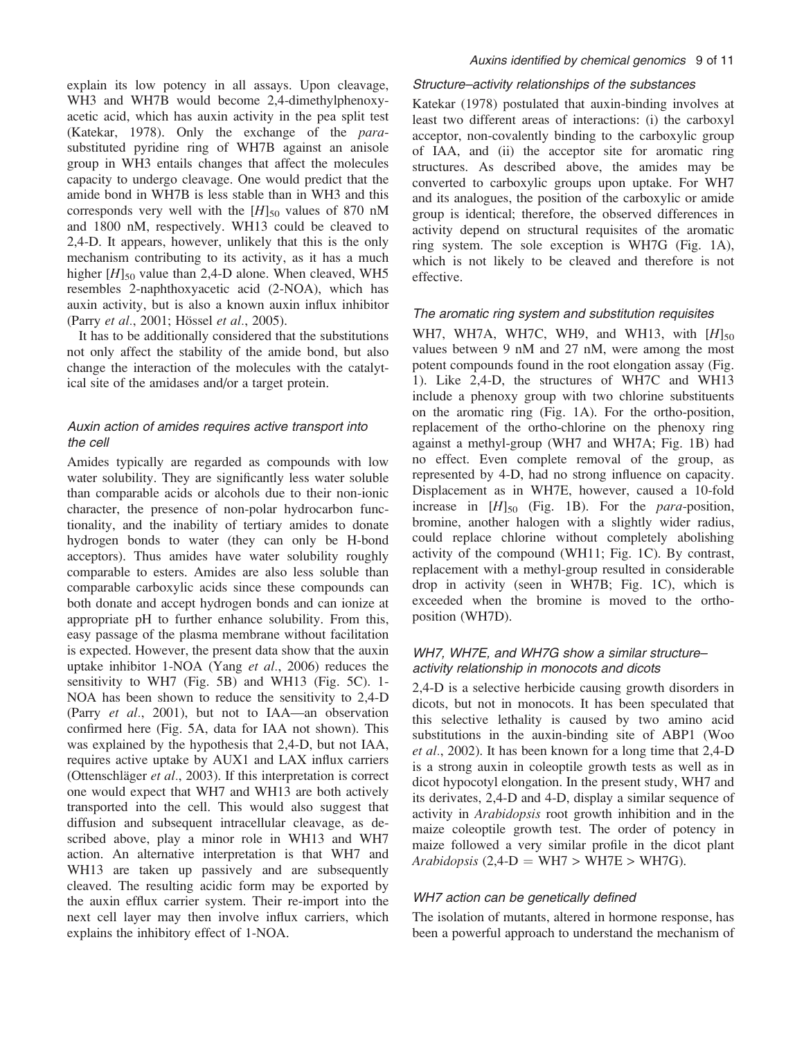explain its low potency in all assays. Upon cleavage, WH3 and WH7B would become 2,4-dimethylphenoxyacetic acid, which has auxin activity in the pea split test (Katekar, 1978). Only the exchange of the *para*-substituted pyridine ring of WH7B against an anisole group in WH3 entails changes that affect the molecules capacity to undergo cleavage. One would predict that the amide bond in WH7B is less stable than in WH3 and this corresponds very well with the $[H]_{50}$ values of 870 nM and 1800 nM, respectively. WH13 could be cleaved to 2,4-D. It appears, however, unlikely that this is the only mechanism contributing to its activity, as it has a much higher $[H]_{50}$ value than 2,4-D alone. When cleaved, WH5 resembles 2-naphthoxyacetic acid (2-NOA), which has auxin activity, but is also a known auxin influx inhibitor (Parry *et al*., 2001; Hössel *et al*., 2005).

It has to be additionally considered that the substitutions not only affect the stability of the amide bond, but also change the interaction of the molecules with the catalytical site of the amidases and/or a target protein.

### *Auxin action of amides requires active transport into the cell*

Amides typically are regarded as compounds with low water solubility. They are significantly less water soluble than comparable acids or alcohols due to their non-ionic character, the presence of non-polar hydrocarbon functionality, and the inability of tertiary amides to donate hydrogen bonds to water (they can only be H-bond acceptors). Thus amides have water solubility roughly comparable to esters. Amides are also less soluble than comparable carboxylic acids since these compounds can both donate and accept hydrogen bonds and can ionize at appropriate pH to further enhance solubility. From this, easy passage of the plasma membrane without facilitation is expected. However, the present data show that the auxin uptake inhibitor 1-NOA (Yang *et al*., 2006) reduces the sensitivity to WH7 (Fig. 5B) and WH13 (Fig. 5C). 1-NOA has been shown to reduce the sensitivity to 2,4-D (Parry *et al*., 2001), but not to IAA—an observation confirmed here (Fig. 5A, data for IAA not shown). This was explained by the hypothesis that 2,4-D, but not IAA, requires active uptake by AUX1 and LAX influx carriers (Ottenschläger *et al*., 2003). If this interpretation is correct one would expect that WH7 and WH13 are both actively transported into the cell. This would also suggest that diffusion and subsequent intracellular cleavage, as described above, play a minor role in WH13 and WH7 action. An alternative interpretation is that WH7 and WH13 are taken up passively and are subsequently cleaved. The resulting acidic form may be exported by the auxin efflux carrier system. Their re-import into the next cell layer may then involve influx carriers, which explains the inhibitory effect of 1-NOA.

### *Structure–activity relationships of the substances*

Katekar (1978) postulated that auxin-binding involves at least two different areas of interactions: (i) the carboxyl acceptor, non-covalently binding to the carboxylic group of IAA, and (ii) the acceptor site for aromatic ring structures. As described above, the amides may be converted to carboxylic groups upon uptake. For WH7 and its analogues, the position of the carboxylic or amide group is identical; therefore, the observed differences in activity depend on structural requisites of the aromatic ring system. The sole exception is WH7G (Fig. 1A), which is not likely to be cleaved and therefore is not effective.

### *The aromatic ring system and substitution requisites*

WH7, WH7A, WH7C, WH9, and WH13, with $[H]_{50}$ values between 9 nM and 27 nM, were among the most potent compounds found in the root elongation assay (Fig. 1). Like 2,4-D, the structures of WH7C and WH13 include a phenoxy group with two chlorine substituents on the aromatic ring (Fig. 1A). For the ortho-position, replacement of the ortho-chlorine on the phenoxy ring against a methyl-group (WH7 and WH7A; Fig. 1B) had no effect. Even complete removal of the group, as represented by 4-D, had no strong influence on capacity. Displacement as in WH7E, however, caused a 10-fold increase in $[H]_{50}$ (Fig. 1B). For the *para*-position, bromine, another halogen with a slightly wider radius, could replace chlorine without completely abolishing activity of the compound (WH11; Fig. 1C). By contrast, replacement with a methyl-group resulted in considerable drop in activity (seen in WH7B; Fig. 1C), which is exceeded when the bromine is moved to the ortho-position (WH7D).

### *WH7, WH7E, and WH7G show a similar structure–activity relationship in monocots and dicots*

2,4-D is a selective herbicide causing growth disorders in dicots, but not in monocots. It has been speculated that this selective lethality is caused by two amino acid substitutions in the auxin-binding site of ABP1 (Woo *et al*., 2002). It has been known for a long time that 2,4-D is a strong auxin in coleoptile growth tests as well as in dicot hypocotyl elongation. In the present study, WH7 and its derivates, 2,4-D and 4-D, display a similar sequence of activity in *Arabidopsis* root growth inhibition and in the maize coleoptile growth test. The order of potency in maize followed a very similar profile in the dicot plant *Arabidopsis* (2,4-D = WH7 > WH7E > WH7G).

### *WH7 action can be genetically defined*

The isolation of mutants, altered in hormone response, has been a powerful approach to understand the mechanism of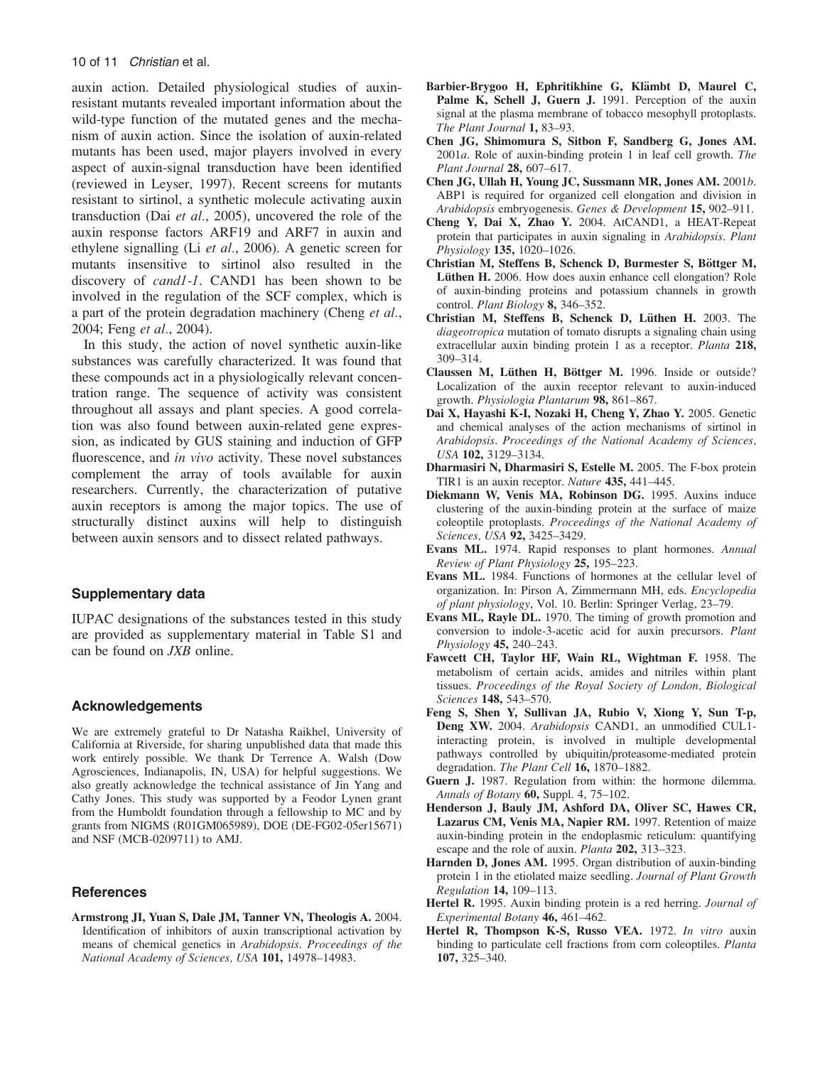auxin action. Detailed physiological studies of auxin-resistant mutants revealed important information about the wild-type function of the mutated genes and the mechanism of auxin action. Since the isolation of auxin-related mutants has been used, major players involved in every aspect of auxin-signal transduction have been identified (reviewed in Leyser, 1997). Recent screens for mutants resistant to sirtinol, a synthetic molecule activating auxin transduction (Dai *et al*., 2005), uncovered the role of the auxin response factors ARF19 and ARF7 in auxin and ethylene signalling (Li *et al*., 2006). A genetic screen for mutants insensitive to sirtinol also resulted in the discovery of *cand1-1*. CAND1 has been shown to be involved in the regulation of the SCF complex, which is a part of the protein degradation machinery (Cheng *et al*., 2004; Feng *et al*., 2004).

In this study, the action of novel synthetic auxin-like substances was carefully characterized. It was found that these compounds act in a physiologically relevant concentration range. The sequence of activity was consistent throughout all assays and plant species. A good correlation was also found between auxin-related gene expression, as indicated by GUS staining and induction of GFP fluorescence, and *in vivo* activity. These novel substances complement the array of tools available for auxin researchers. Currently, the characterization of putative auxin receptors is among the major topics. The use of structurally distinct auxins will help to distinguish between auxin sensors and to dissect related pathways.

## Supplementary data

IUPAC designations of the substances tested in this study are provided as supplementary material in Table S1 and can be found on *JXB* online.

## Acknowledgements

We are extremely grateful to Dr Natasha Raikhel, University of California at Riverside, for sharing unpublished data that made this work entirely possible. We thank Dr Terrence A. Walsh (Dow Agrosciences, Indianapolis, IN, USA) for helpful suggestions. We also greatly acknowledge the technical assistance of Jin Yang and Cathy Jones. This study was supported by a Feodor Lynen grant from the Humboldt foundation through a fellowship to MC and by grants from NIGMS (R01GM065989), DOE (DE-FG02-05er15671) and NSF (MCB-0209711) to AMJ.

## References

**Armstrong JI, Yuan S, Dale JM, Tanner VN, Theologis A.** 2004. Identification of inhibitors of auxin transcriptional activation by means of chemical genetics in *Arabidopsis*. *Proceedings of the National Academy of Sciences, USA* **101,** 14978–14983.

**Barbier-Brygoo H, Ephritikhine G, Klämbt D, Maurel C, Palme K, Schell J, Guern J.** 1991. Perception of the auxin signal at the plasma membrane of tobacco mesophyll protoplasts. *The Plant Journal* **1,** 83–93.

**Chen JG, Shimomura S, Sitbon F, Sandberg G, Jones AM.** 2001*a*. Role of auxin-binding protein 1 in leaf cell growth. *The Plant Journal* **28,** 607–617.

**Chen JG, Ullah H, Young JC, Sussmann MR, Jones AM.** 2001*b*. ABP1 is required for organized cell elongation and division in *Arabidopsis* embryogenesis. *Genes & Development* **15,** 902–911.

**Cheng Y, Dai X, Zhao Y.** 2004. AtCAND1, a HEAT-Repeat protein that participates in auxin signaling in *Arabidopsis*. *Plant Physiology* **135,** 1020–1026.

**Christian M, Steffens B, Schenck D, Burmester S, Böttger M, Lüthen H.** 2006. How does auxin enhance cell elongation? Role of auxin-binding proteins and potassium channels in growth control. *Plant Biology* **8,** 346–352.

**Christian M, Steffens B, Schenck D, Lüthen H.** 2003. The *diageotropica* mutation of tomato disrupts a signaling chain using extracellular auxin binding protein 1 as a receptor. *Planta* **218,** 309–314.

**Claussen M, Lüthen H, Böttger M.** 1996. Inside or outside? Localization of the auxin receptor relevant to auxin-induced growth. *Physiologia Plantarum* **98,** 861–867.

**Dai X, Hayashi K-I, Nozaki H, Cheng Y, Zhao Y.** 2005. Genetic and chemical analyses of the action mechanisms of sirtinol in *Arabidopsis*. *Proceedings of the National Academy of Sciences, USA* **102,** 3129–3134.

**Dharmasiri N, Dharmasiri S, Estelle M.** 2005. The F-box protein TIR1 is an auxin receptor. *Nature* **435,** 441–445.

**Diekmann W, Venis MA, Robinson DG.** 1995. Auxins induce clustering of the auxin-binding protein at the surface of maize coleoptile protoplasts. *Proceedings of the National Academy of Sciences, USA* **92,** 3425–3429.

**Evans ML.** 1974. Rapid responses to plant hormones. *Annual Review of Plant Physiology* **25,** 195–223.

**Evans ML.** 1984. Functions of hormones at the cellular level of organization. In: Pirson A, Zimmermann MH, eds. *Encyclopedia of plant physiology*, Vol. 10. Berlin: Springer Verlag, 23–79.

**Evans ML, Rayle DL.** 1970. The timing of growth promotion and conversion to indole-3-acetic acid for auxin precursors. *Plant Physiology* **45,** 240–243.

**Fawcett CH, Taylor HF, Wain RL, Wightman F.** 1958. The metabolism of certain acids, amides and nitriles within plant tissues. *Proceedings of the Royal Society of London, Biological Sciences* **148,** 543–570.

**Feng S, Shen Y, Sullivan JA, Rubio V, Xiong Y, Sun T-p, Deng XW.** 2004. *Arabidopsis* CAND1, an unmodified CUL1-interacting protein, is involved in multiple developmental pathways controlled by ubiquitin/proteasome-mediated protein degradation. *The Plant Cell* **16,** 1870–1882.

**Guern J.** 1987. Regulation from within: the hormone dilemma. *Annals of Botany* **60,** Suppl. 4, 75–102.

**Henderson J, Bauly JM, Ashford DA, Oliver SC, Hawes CR, Lazarus CM, Venis MA, Napier RM.** 1997. Retention of maize auxin-binding protein in the endoplasmic reticulum: quantifying escape and the role of auxin. *Planta* **202,** 313–323.

**Harnden D, Jones AM.** 1995. Organ distribution of auxin-binding protein 1 in the etiolated maize seedling. *Journal of Plant Growth Regulation* **14,** 109–113.

**Hertel R.** 1995. Auxin binding protein is a red herring. *Journal of Experimental Botany* **46,** 461–462.

**Hertel R, Thompson K-S, Russo VEA.** 1972. *In vitro* auxin binding to particulate cell fractions from corn coleoptiles. *Planta* **107,** 325–340.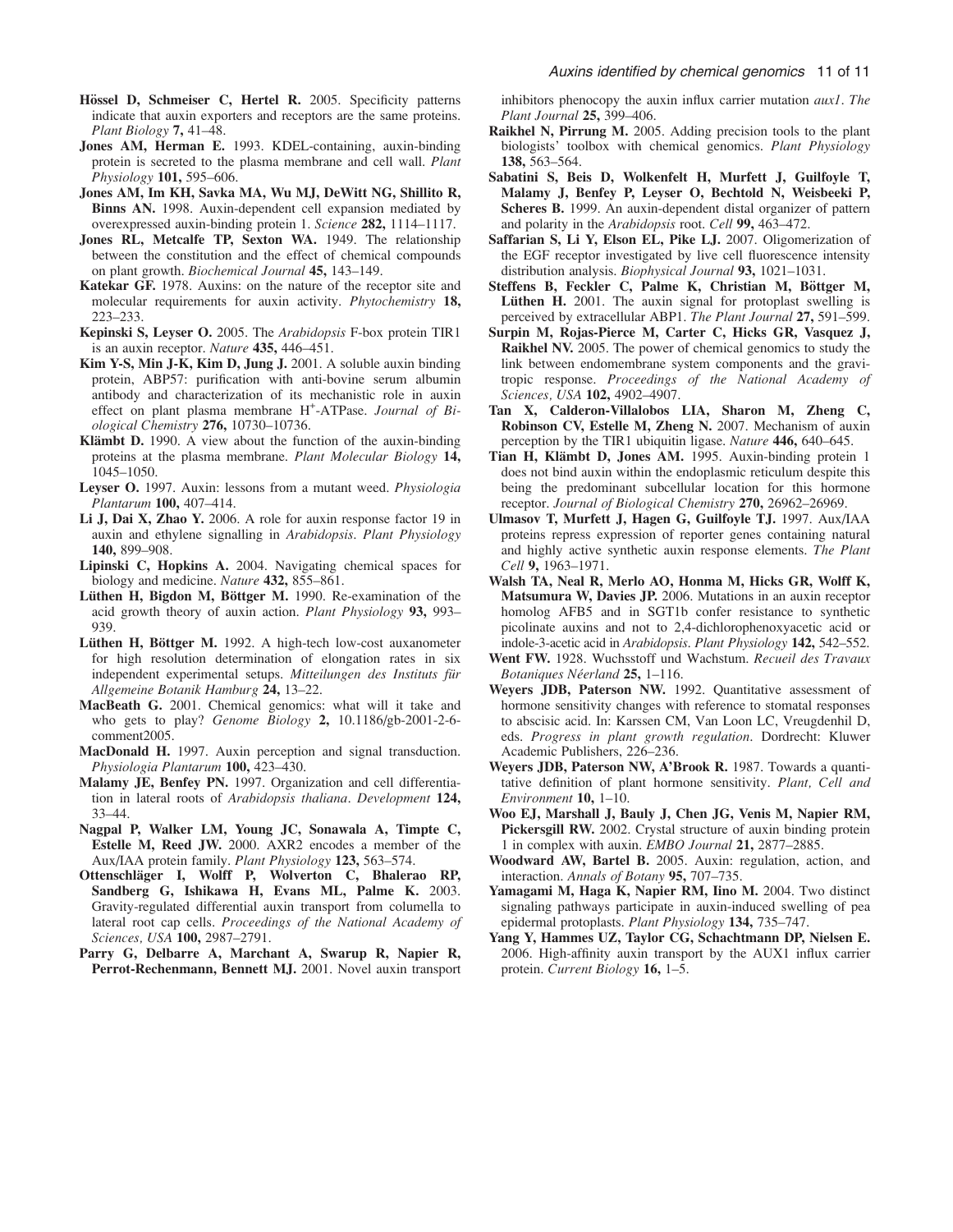**Hössel D, Schmeiser C, Hertel R.** 2005. Specificity patterns indicate that auxin exporters and receptors are the same proteins. *Plant Biology* **7,** 41–48.

**Jones AM, Herman E.** 1993. KDEL-containing, auxin-binding protein is secreted to the plasma membrane and cell wall. *Plant Physiology* **101,** 595–606.

**Jones AM, Im KH, Savka MA, Wu MJ, DeWitt NG, Shillito R, Binns AN.** 1998. Auxin-dependent cell expansion mediated by overexpressed auxin-binding protein 1. *Science* **282,** 1114–1117.

**Jones RL, Metcalfe TP, Sexton WA.** 1949. The relationship between the constitution and the effect of chemical compounds on plant growth. *Biochemical Journal* **45,** 143–149.

**Katekar GF.** 1978. Auxins: on the nature of the receptor site and molecular requirements for auxin activity. *Phytochemistry* **18,** 223–233.

**Kepinski S, Leyser O.** 2005. The *Arabidopsis* F-box protein TIR1 is an auxin receptor. *Nature* **435,** 446–451.

**Kim Y-S, Min J-K, Kim D, Jung J.** 2001. A soluble auxin binding protein, ABP57: purification with anti-bovine serum albumin antibody and characterization of its mechanistic role in auxin effect on plant plasma membrane $H^+$-ATPase. *Journal of Biological Chemistry* **276,** 10730–10736.

**Klämbt D.** 1990. A view about the function of the auxin-binding proteins at the plasma membrane. *Plant Molecular Biology* **14,** 1045–1050.

**Leyser O.** 1997. Auxin: lessons from a mutant weed. *Physiologia Plantarum* **100,** 407–414.

**Li J, Dai X, Zhao Y.** 2006. A role for auxin response factor 19 in auxin and ethylene signalling in *Arabidopsis*. *Plant Physiology* **140,** 899–908.

**Lipinski C, Hopkins A.** 2004. Navigating chemical spaces for biology and medicine. *Nature* **432,** 855–861.

**Lüthen H, Bigdon M, Böttger M.** 1990. Re-examination of the acid growth theory of auxin action. *Plant Physiology* **93,** 993–939.

**Lüthen H, Böttger M.** 1992. A high-tech low-cost auxanometer for high resolution determination of elongation rates in six independent experimental setups. *Mitteilungen des Instituts für Allgemeine Botanik Hamburg* **24,** 13–22.

**MacBeath G.** 2001. Chemical genomics: what will it take and who gets to play? *Genome Biology* **2,** 10.1186/gb-2001-2-6-comment2005.

**MacDonald H.** 1997. Auxin perception and signal transduction. *Physiologia Plantarum* **100,** 423–430.

**Malamy JE, Benfey PN.** 1997. Organization and cell differentiation in lateral roots of *Arabidopsis thaliana*. *Development* **124,** 33–44.

**Nagpal P, Walker LM, Young JC, Sonawala A, Timpte C, Estelle M, Reed JW.** 2000. AXR2 encodes a member of the Aux/IAA protein family. *Plant Physiology* **123,** 563–574.

**Ottenschläger I, Wolff P, Wolverton C, Bhalerao RP, Sandberg G, Ishikawa H, Evans ML, Palme K.** 2003. Gravity-regulated differential auxin transport from columella to lateral root cap cells. *Proceedings of the National Academy of Sciences, USA* **100,** 2987–2791.

**Parry G, Delbarre A, Marchant A, Swarup R, Napier R, Perrot-Rechenmann, Bennett MJ.** 2001. Novel auxin transport inhibitors phenocopy the auxin influx carrier mutation *aux1*. *The Plant Journal* **25,** 399–406.

**Raikhel N, Pirrung M.** 2005. Adding precision tools to the plant biologists' toolbox with chemical genomics. *Plant Physiology* **138,** 563–564.

**Sabatini S, Beis D, Wolkenfelt H, Murfett J, Guilfoyle T, Malamy J, Benfey P, Leyser O, Bechtold N, Weisbeeki P, Scheres B.** 1999. An auxin-dependent distal organizer of pattern and polarity in the *Arabidopsis* root. *Cell* **99,** 463–472.

**Saffarian S, Li Y, Elson EL, Pike LJ.** 2007. Oligomerization of the EGF receptor investigated by live cell fluorescence intensity distribution analysis. *Biophysical Journal* **93,** 1021–1031.

**Steffens B, Feckler C, Palme K, Christian M, Böttger M, Lüthen H.** 2001. The auxin signal for protoplast swelling is perceived by extracellular ABP1. *The Plant Journal* **27,** 591–599.

**Surpin M, Rojas-Pierce M, Carter C, Hicks GR, Vasquez J, Raikhel NV.** 2005. The power of chemical genomics to study the link between endomembrane system components and the gravitropic response. *Proceedings of the National Academy of Sciences, USA* **102,** 4902–4907.

**Tan X, Calderon-Villalobos LIA, Sharon M, Zheng C, Robinson CV, Estelle M, Zheng N.** 2007. Mechanism of auxin perception by the TIR1 ubiquitin ligase. *Nature* **446,** 640–645.

**Tian H, Klämbt D, Jones AM.** 1995. Auxin-binding protein 1 does not bind auxin within the endoplasmic reticulum despite this being the predominant subcellular location for this hormone receptor. *Journal of Biological Chemistry* **270,** 26962–26969.

**Ulmasov T, Murfett J, Hagen G, Guilfoyle TJ.** 1997. Aux/IAA proteins repress expression of reporter genes containing natural and highly active synthetic auxin response elements. *The Plant Cell* **9,** 1963–1971.

**Walsh TA, Neal R, Merlo AO, Honma M, Hicks GR, Wolff K, Matsumura W, Davies JP.** 2006. Mutations in an auxin receptor homolog AFB5 and in SGT1b confer resistance to synthetic picolinate auxins and not to 2,4-dichlorophenoxyacetic acid or indole-3-acetic acid in *Arabidopsis*. *Plant Physiology* **142,** 542–552.

**Went FW.** 1928. Wuchsstoff und Wachstum. *Recueil des Travaux Botaniques Néerland* **25,** 1–116.

**Weyers JDB, Paterson NW.** 1992. Quantitative assessment of hormone sensitivity changes with reference to stomatal responses to abscisic acid. In: Karssen CM, Van Loon LC, Vreugdenhil D, eds. *Progress in plant growth regulation*. Dordrecht: Kluwer Academic Publishers, 226–236.

**Weyers JDB, Paterson NW, A'Brook R.** 1987. Towards a quantitative definition of plant hormone sensitivity. *Plant, Cell and Environment* **10,** 1–10.

**Woo EJ, Marshall J, Bauly J, Chen JG, Venis M, Napier RM, Pickersgill RW.** 2002. Crystal structure of auxin binding protein 1 in complex with auxin. *EMBO Journal* **21,** 2877–2885.

**Woodward AW, Bartel B.** 2005. Auxin: regulation, action, and interaction. *Annals of Botany* **95,** 707–735.

**Yamagami M, Haga K, Napier RM, Iino M.** 2004. Two distinct signaling pathways participate in auxin-induced swelling of pea epidermal protoplasts. *Plant Physiology* **134,** 735–747.

**Yang Y, Hammes UZ, Taylor CG, Schachtmann DP, Nielsen E.** 2006. High-affinity auxin transport by the AUX1 influx carrier protein. *Current Biology* **16,** 1–5.